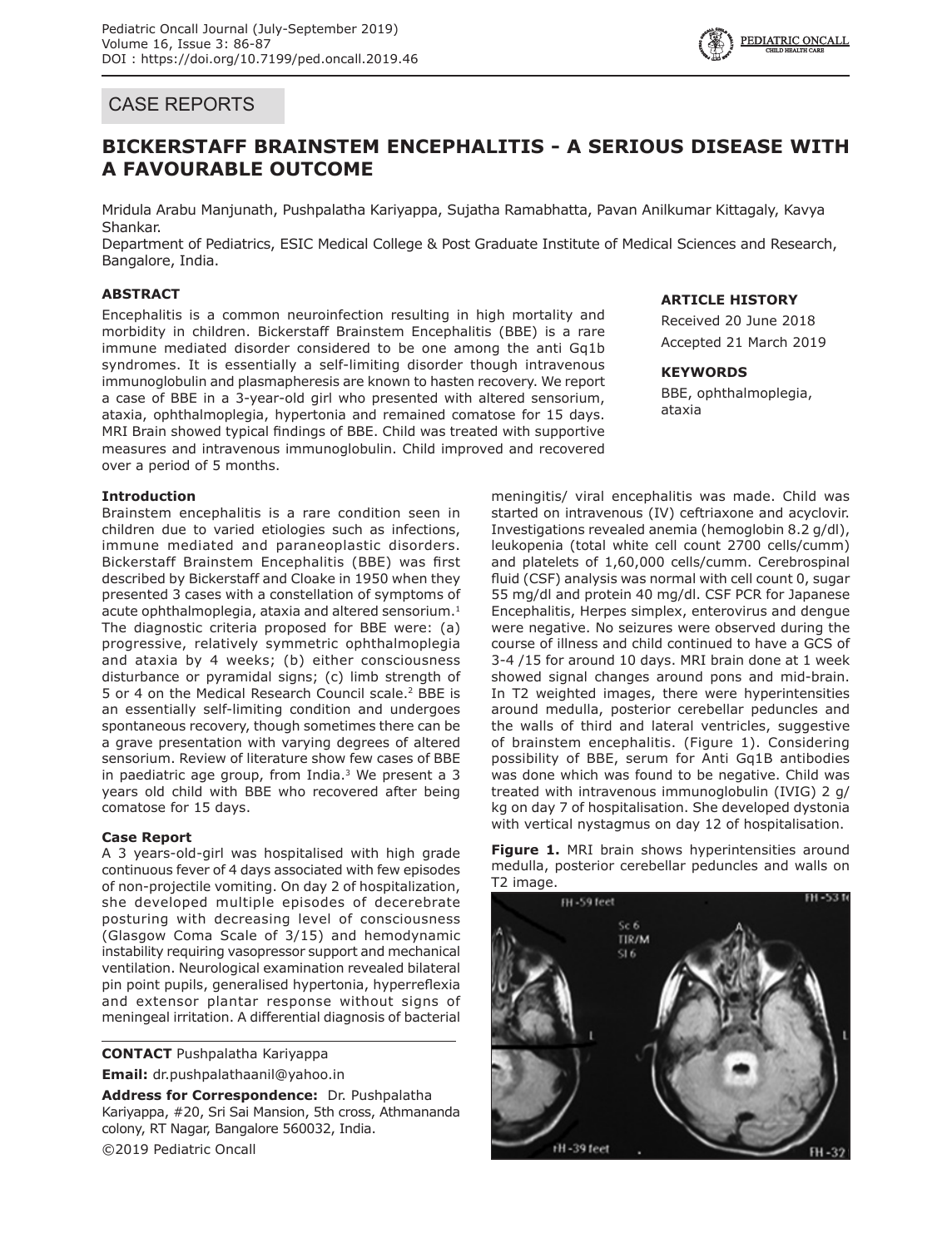## CASE REPORTS

# BICKERSTAFF BRAINSTEM ENCEPHALITIS - A SERIOUS DISEASE WITH A FAVOURABLE OUTCOME

Mridula Arabu Manjunath, Pushpalatha Kariyappa, Sujatha Ramabhatta, Pavan Anilkumar Kittagaly, Kavya Shankar.

Department of Pediatrics, ESIC Medical College & Post Graduate Institute of Medical Sciences and Research, Bangalore, India.

### ABSTRACT

Encephalitis is a common neuroinfection resulting in high mortality and morbidity in children. Bickerstaff Brainstem Encephalitis (BBE) is a rare immune mediated disorder considered to be one among the anti Gq1b syndromes. It is essentially a self-limiting disorder though intravenous immunoglobulin and plasmapheresis are known to hasten recovery. We report a case of BBE in a 3-year-old girl who presented with altered sensorium, ataxia, ophthalmoplegia, hypertonia and remained comatose for 15 days. MRI Brain showed typical findings of BBE. Child was treated with supportive measures and intravenous immunoglobulin. Child improved and recovered over a period of 5 months.

### ARTICLE HISTORY

Received 20 June 2018

Accepted 21 March 2019

### KEYWORDS

BBE, ophthalmoplegia, ataxia

### Introduction

Brainstem encephalitis is a rare condition seen in children due to varied etiologies such as infections, immune mediated and paraneoplastic disorders. Bickerstaff Brainstem Encephalitis (BBE) was first described by Bickerstaff and Cloake in 1950 when they presented 3 cases with a constellation of symptoms of acute ophthalmoplegia, ataxia and altered sensorium.[1] The diagnostic criteria proposed for BBE were: (a) progressive, relatively symmetric ophthalmoplegia and ataxia by 4 weeks; (b) either consciousness disturbance or pyramidal signs; (c) limb strength of 5 or 4 on the Medical Research Council scale.[2] BBE is an essentially self-limiting condition and undergoes spontaneous recovery, though sometimes there can be a grave presentation with varying degrees of altered sensorium. Review of literature show few cases of BBE in paediatric age group, from India.[3] We present a 3 years old child with BBE who recovered after being comatose for 15 days.

### Case Report

A 3 years-old-girl was hospitalised with high grade continuous fever of 4 days associated with few episodes of non-projectile vomiting. On day 2 of hospitalization, she developed multiple episodes of decerebrate posturing with decreasing level of consciousness (Glasgow Coma Scale of 3/15) and hemodynamic instability requiring vasopressor support and mechanical ventilation. Neurological examination revealed bilateral pin point pupils, generalised hypertonia, hyperreflexia and extensor plantar response without signs of meningeal irritation. A differential diagnosis of bacterial meningitis/ viral encephalitis was made. Child was started on intravenous (IV) ceftriaxone and acyclovir. Investigations revealed anemia (hemoglobin 8.2 g/dl), leukopenia (total white cell count 2700 cells/cumm) and platelets of 1,60,000 cells/cumm. Cerebrospinal fluid (CSF) analysis was normal with cell count 0, sugar 55 mg/dl and protein 40 mg/dl. CSF PCR for Japanese Encephalitis, Herpes simplex, enterovirus and dengue were negative. No seizures were observed during the course of illness and child continued to have a GCS of 3-4 /15 for around 10 days. MRI brain done at 1 week showed signal changes around pons and mid-brain. In T2 weighted images, there were hyperintensities around medulla, posterior cerebellar peduncles and the walls of third and lateral ventricles, suggestive of brainstem encephalitis. (Figure 1). Considering possibility of BBE, serum for Anti Gq1B antibodies was done which was found to be negative. Child was treated with intravenous immunoglobulin (IVIG) 2 g/kg on day 7 of hospitalisation. She developed dystonia with vertical nystagmus on day 12 of hospitalisation.

**Figure 1.** MRI brain shows hyperintensities around medulla, posterior cerebellar peduncles and walls on T2 image.

**CONTACT** Pushpalatha Kariyappa

**Email:** dr.pushpalathaanil@yahoo.in

**Address for Correspondence:** Dr. Pushpalatha Kariyappa, #20, Sri Sai Mansion, 5th cross, Athmananda colony, RT Nagar, Bangalore 560032, India.

©2019 Pediatric Oncall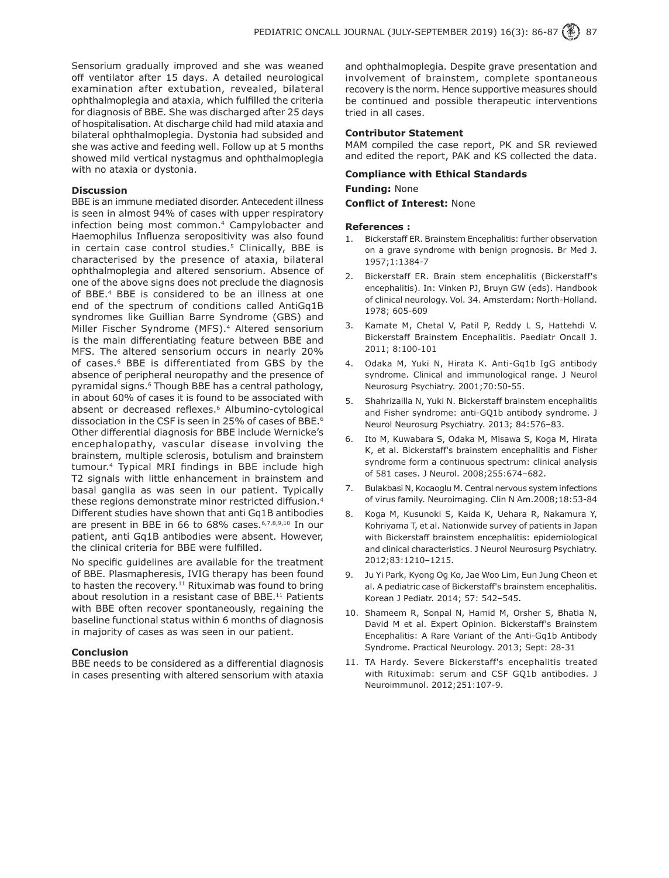Sensorium gradually improved and she was weaned off ventilator after 15 days. A detailed neurological examination after extubation, revealed, bilateral ophthalmoplegia and ataxia, which fulfilled the criteria for diagnosis of BBE. She was discharged after 25 days of hospitalisation. At discharge child had mild ataxia and bilateral ophthalmoplegia. Dystonia had subsided and she was active and feeding well. Follow up at 5 months showed mild vertical nystagmus and ophthalmoplegia with no ataxia or dystonia.

**Discussion**

BBE is an immune mediated disorder. Antecedent illness is seen in almost 94% of cases with upper respiratory infection being most common.[4] Campylobacter and Haemophilus Influenza seropositivity was also found in certain case control studies.[5] Clinically, BBE is characterised by the presence of ataxia, bilateral ophthalmoplegia and altered sensorium. Absence of one of the above signs does not preclude the diagnosis of BBE.[4] BBE is considered to be an illness at one end of the spectrum of conditions called AntiGq1B syndromes like Guillian Barre Syndrome (GBS) and Miller Fischer Syndrome (MFS).[4] Altered sensorium is the main differentiating feature between BBE and MFS. The altered sensorium occurs in nearly 20% of cases.[6] BBE is differentiated from GBS by the absence of peripheral neuropathy and the presence of pyramidal signs.[6] Though BBE has a central pathology, in about 60% of cases it is found to be associated with absent or decreased reflexes.[6] Albumino-cytological dissociation in the CSF is seen in 25% of cases of BBE.[6] Other differential diagnosis for BBE include Wernicke's encephalopathy, vascular disease involving the brainstem, multiple sclerosis, botulism and brainstem tumour.[4] Typical MRI findings in BBE include high T2 signals with little enhancement in brainstem and basal ganglia as was seen in our patient. Typically these regions demonstrate minor restricted diffusion.[4] Different studies have shown that anti Gq1B antibodies are present in BBE in 66 to 68% cases.[6,7,8,9,10] In our patient, anti Gq1B antibodies were absent. However, the clinical criteria for BBE were fulfilled.

No specific guidelines are available for the treatment of BBE. Plasmapheresis, IVIG therapy has been found to hasten the recovery.[11] Rituximab was found to bring about resolution in a resistant case of BBE.[11] Patients with BBE often recover spontaneously, regaining the baseline functional status within 6 months of diagnosis in majority of cases as was seen in our patient.

**Conclusion**

BBE needs to be considered as a differential diagnosis in cases presenting with altered sensorium with ataxia and ophthalmoplegia. Despite grave presentation and involvement of brainstem, complete spontaneous recovery is the norm. Hence supportive measures should be continued and possible therapeutic interventions tried in all cases.

**Contributor Statement**

MAM compiled the case report, PK and SR reviewed and edited the report, PAK and KS collected the data.

**Compliance with Ethical Standards**

**Funding:** None

**Conflict of Interest:** None

**References :**

1. Bickerstaff ER. Brainstem Encephalitis: further observation on a grave syndrome with benign prognosis. Br Med J. 1957;1:1384-7
2. Bickerstaff ER. Brain stem encephalitis (Bickerstaff's encephalitis). In: Vinken PJ, Bruyn GW (eds). Handbook of clinical neurology. Vol. 34. Amsterdam: North-Holland. 1978; 605-609
3. Kamate M, Chetal V, Patil P, Reddy L S, Hattehdi V. Bickerstaff Brainstem Encephalitis. Paediatr Oncall J. 2011; 8:100-101
4. Odaka M, Yuki N, Hirata K. Anti-Gq1b IgG antibody syndrome. Clinical and immunological range. J Neurol Neurosurg Psychiatry. 2001;70:50-55.
5. Shahrizailla N, Yuki N. Bickerstaff brainstem encephalitis and Fisher syndrome: anti-GQ1b antibody syndrome. J Neurol Neurosurg Psychiatry. 2013; 84:576–83.
6. Ito M, Kuwabara S, Odaka M, Misawa S, Koga M, Hirata K, et al. Bickerstaff's brainstem encephalitis and Fisher syndrome form a continuous spectrum: clinical analysis of 581 cases. J Neurol. 2008;255:674–682.
7. Bulakbasi N, Kocaoglu M. Central nervous system infections of virus family. Neuroimaging. Clin N Am.2008;18:53-84
8. Koga M, Kusunoki S, Kaida K, Uehara R, Nakamura Y, Kohriyama T, et al. Nationwide survey of patients in Japan with Bickerstaff brainstem encephalitis: epidemiological and clinical characteristics. J Neurol Neurosurg Psychiatry. 2012;83:1210–1215.
9. Ju Yi Park, Kyong Og Ko, Jae Woo Lim, Eun Jung Cheon et al. A pediatric case of Bickerstaff's brainstem encephalitis. Korean J Pediatr. 2014; 57: 542–545.
10. Shameem R, Sonpal N, Hamid M, Orsher S, Bhatia N, David M et al. Expert Opinion. Bickerstaff's Brainstem Encephalitis: A Rare Variant of the Anti-Gq1b Antibody Syndrome. Practical Neurology. 2013; Sept: 28-31
11. TA Hardy. Severe Bickerstaff's encephalitis treated with Rituximab: serum and CSF GQ1b antibodies. J Neuroimmunol. 2012;251:107-9.